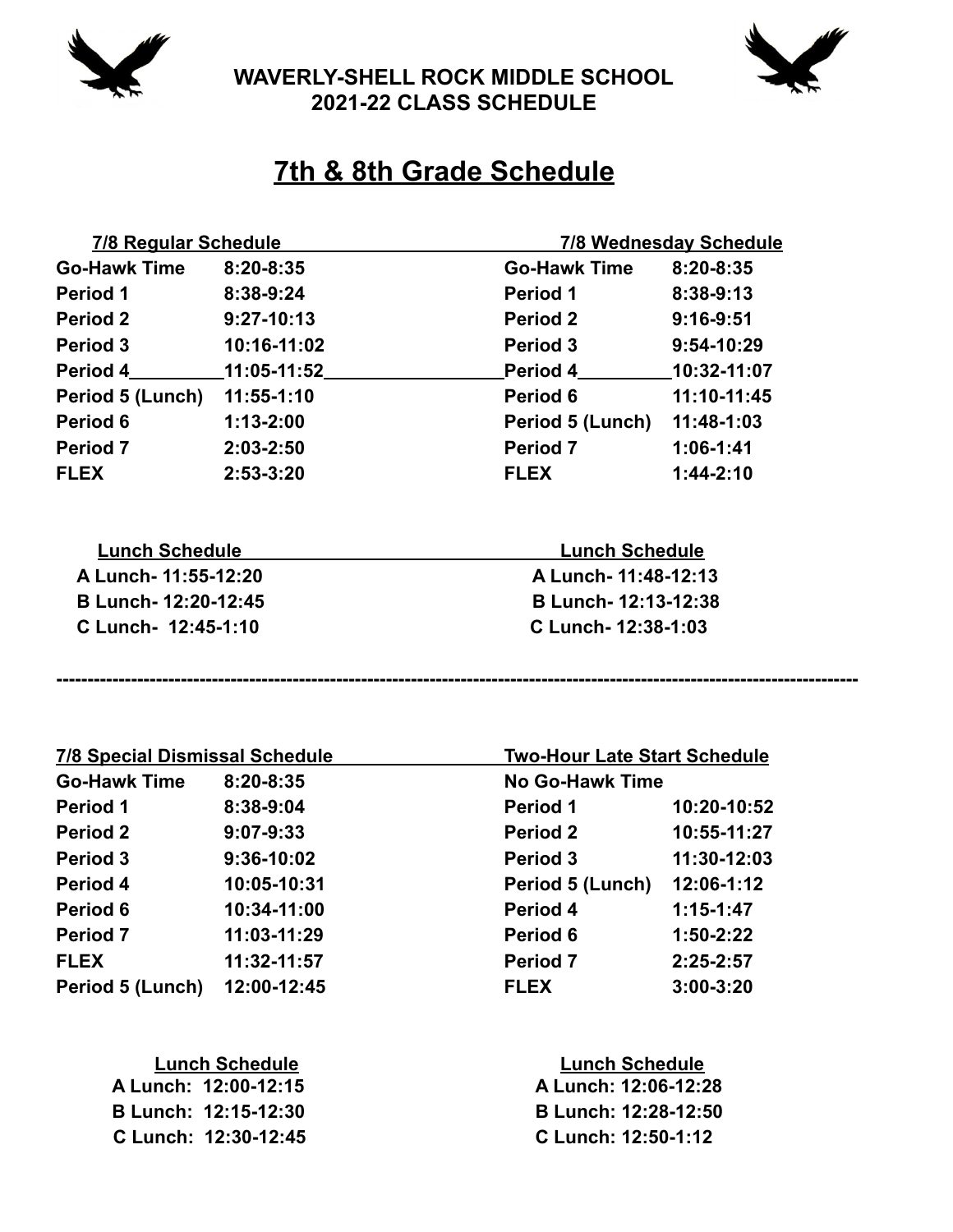# WAVERLY-SHELL ROCK MIDDLE SCHOOL
## 2021-22 CLASS SCHEDULE

## 7th & 8th Grade Schedule

**7/8 Regular Schedule**

| Period | Time |
|---|---|
| Go-Hawk Time | 8:20-8:35 |
| Period 1 | 8:38-9:24 |
| Period 2 | 9:27-10:13 |
| Period 3 | 10:16-11:02 |
| Period 4 | 11:05-11:52 |
| Period 5 (Lunch) | 11:55-1:10 |
| Period 6 | 1:13-2:00 |
| Period 7 | 2:03-2:50 |
| FLEX | 2:53-3:20 |

**Lunch Schedule**

- A Lunch- 11:55-12:20
- B Lunch- 12:20-12:45
- C Lunch- 12:45-1:10

**7/8 Wednesday Schedule**

| Period | Time |
|---|---|
| Go-Hawk Time | 8:20-8:35 |
| Period 1 | 8:38-9:13 |
| Period 2 | 9:16-9:51 |
| Period 3 | 9:54-10:29 |
| Period 4 | 10:32-11:07 |
| Period 6 | 11:10-11:45 |
| Period 5 (Lunch) | 11:48-1:03 |
| Period 7 | 1:06-1:41 |
| FLEX | 1:44-2:10 |

**Lunch Schedule**

- A Lunch- 11:48-12:13
- B Lunch- 12:13-12:38
- C Lunch- 12:38-1:03

---

**7/8 Special Dismissal Schedule**

| Period | Time |
|---|---|
| Go-Hawk Time | 8:20-8:35 |
| Period 1 | 8:38-9:04 |
| Period 2 | 9:07-9:33 |
| Period 3 | 9:36-10:02 |
| Period 4 | 10:05-10:31 |
| Period 6 | 10:34-11:00 |
| Period 7 | 11:03-11:29 |
| FLEX | 11:32-11:57 |
| Period 5 (Lunch) | 12:00-12:45 |

**Lunch Schedule**

- A Lunch: 12:00-12:15
- B Lunch: 12:15-12:30
- C Lunch: 12:30-12:45

**Two-Hour Late Start Schedule**

| Period | Time |
|---|---|
| No Go-Hawk Time | |
| Period 1 | 10:20-10:52 |
| Period 2 | 10:55-11:27 |
| Period 3 | 11:30-12:03 |
| Period 5 (Lunch) | 12:06-1:12 |
| Period 4 | 1:15-1:47 |
| Period 6 | 1:50-2:22 |
| Period 7 | 2:25-2:57 |
| FLEX | 3:00-3:20 |

**Lunch Schedule**

- A Lunch: 12:06-12:28
- B Lunch: 12:28-12:50
- C Lunch: 12:50-1:12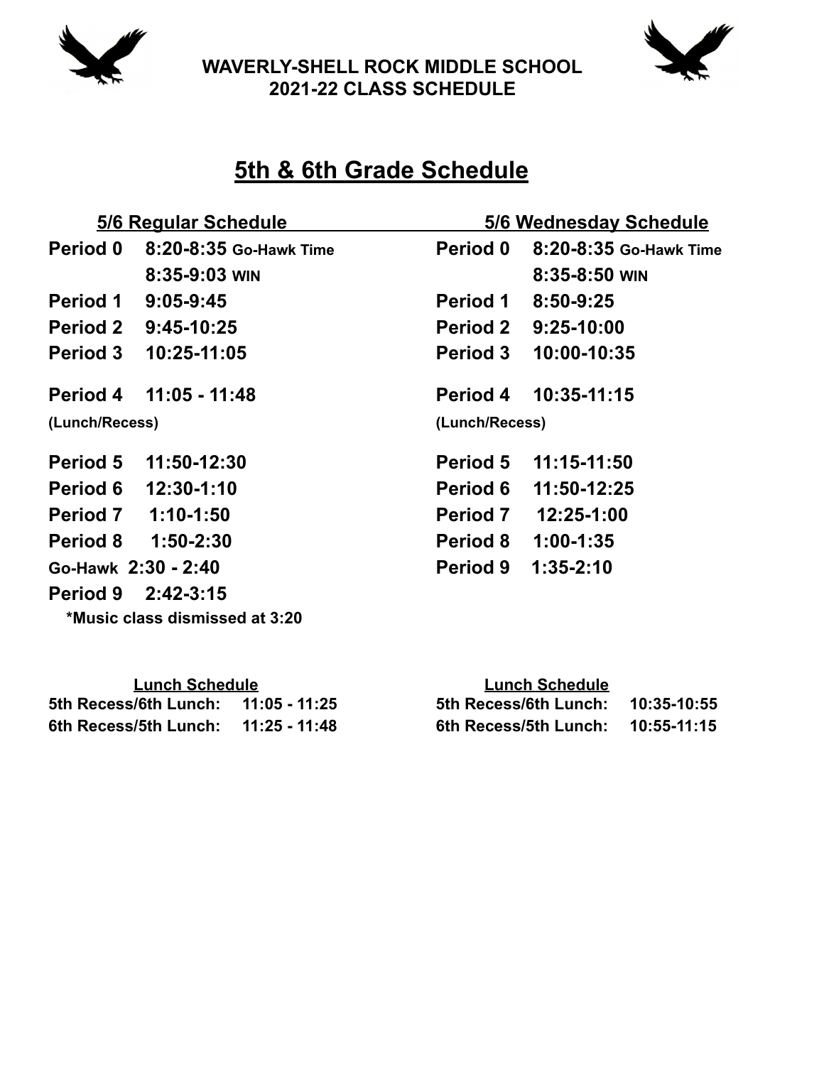**WAVERLY-SHELL ROCK MIDDLE SCHOOL**
**2021-22 CLASS SCHEDULE**

# 5th & 6th Grade Schedule

## 5/6 Regular Schedule

| Period | Time |
|---|---|
| **Period 0** | **8:20-8:35 Go-Hawk Time** |
| | **8:35-9:03 WIN** |
| **Period 1** | **9:05-9:45** |
| **Period 2** | **9:45-10:25** |
| **Period 3** | **10:25-11:05** |
| **Period 4** (Lunch/Recess) | **11:05 - 11:48** |
| **Period 5** | **11:50-12:30** |
| **Period 6** | **12:30-1:10** |
| **Period 7** | **1:10-1:50** |
| **Period 8** | **1:50-2:30** |
| **Go-Hawk** | **2:30 - 2:40** |
| **Period 9** | **2:42-3:15** |

***Music class dismissed at 3:20**

### Lunch Schedule

| | |
|---|---|
| 5th Recess/6th Lunch: | 11:05 - 11:25 |
| 6th Recess/5th Lunch: | 11:25 - 11:48 |

## 5/6 Wednesday Schedule

| Period | Time |
|---|---|
| **Period 0** | **8:20-8:35 Go-Hawk Time** |
| | **8:35-8:50 WIN** |
| **Period 1** | **8:50-9:25** |
| **Period 2** | **9:25-10:00** |
| **Period 3** | **10:00-10:35** |
| **Period 4** (Lunch/Recess) | **10:35-11:15** |
| **Period 5** | **11:15-11:50** |
| **Period 6** | **11:50-12:25** |
| **Period 7** | **12:25-1:00** |
| **Period 8** | **1:00-1:35** |
| **Period 9** | **1:35-2:10** |

### Lunch Schedule

| | |
|---|---|
| 5th Recess/6th Lunch: | 10:35-10:55 |
| 6th Recess/5th Lunch: | 10:55-11:15 |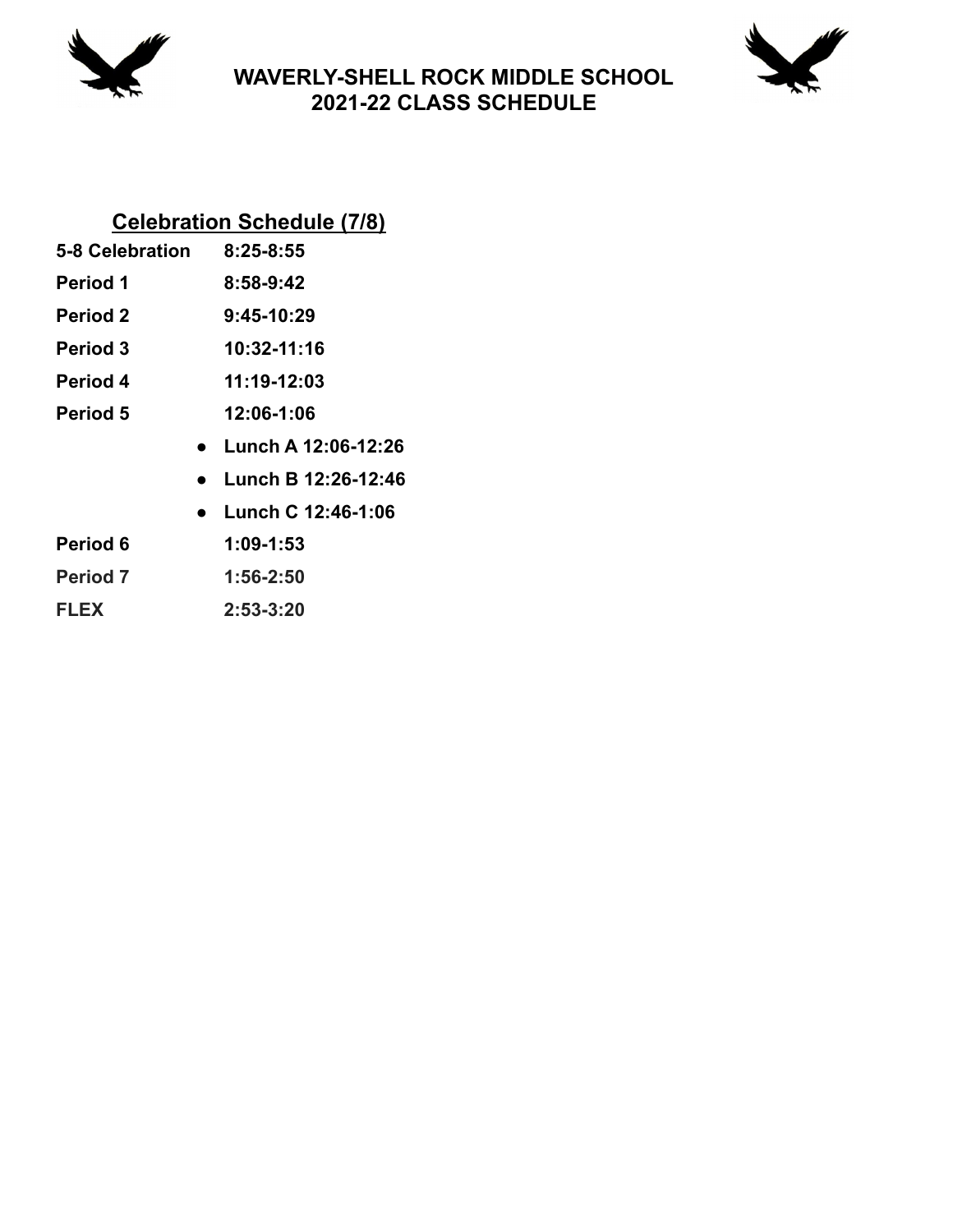# WAVERLY-SHELL ROCK MIDDLE SCHOOL
# 2021-22 CLASS SCHEDULE

## Celebration Schedule (7/8)

**5-8 Celebration** **8:25-8:55**

**Period 1** **8:58-9:42**

**Period 2** **9:45-10:29**

**Period 3** **10:32-11:16**

**Period 4** **11:19-12:03**

**Period 5** **12:06-1:06**

- **Lunch A 12:06-12:26**
- **Lunch B 12:26-12:46**
- **Lunch C 12:46-1:06**

**Period 6** **1:09-1:53**

**Period 7** **1:56-2:50**

**FLEX** **2:53-3:20**